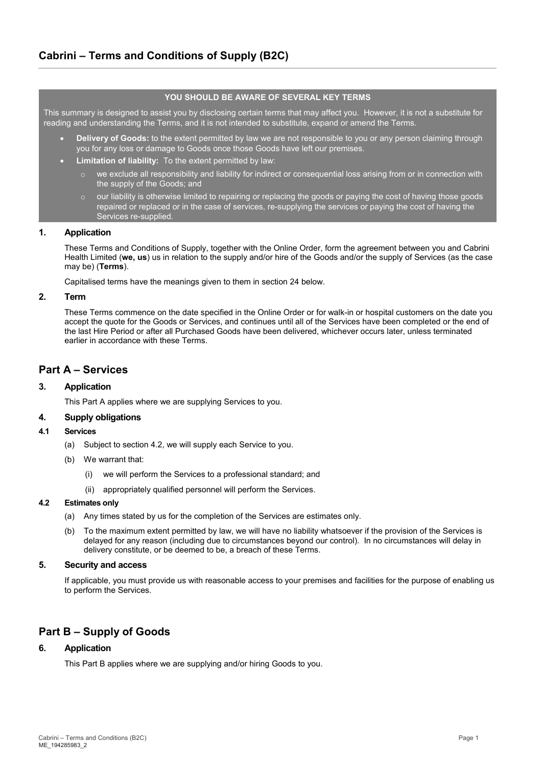# Cabrini – Terms and Conditions of Supply (B2C)

**YOU SHOULD BE AWARE OF SEVERAL KEY TERMS**

This summary is designed to assist you by disclosing certain terms that may affect you. However, it is not a substitute for reading and understanding the Terms, and it is not intended to substitute, expand or amend the Terms.

- **Delivery of Goods:** to the extent permitted by law we are not responsible to you or any person claiming through you for any loss or damage to Goods once those Goods have left our premises.
- **Limitation of liability:** To the extent permitted by law:
  - we exclude all responsibility and liability for indirect or consequential loss arising from or in connection with the supply of the Goods; and
  - our liability is otherwise limited to repairing or replacing the goods or paying the cost of having those goods repaired or replaced or in the case of services, re-supplying the services or paying the cost of having the Services re-supplied.

### 1. Application

These Terms and Conditions of Supply, together with the Online Order, form the agreement between you and Cabrini Health Limited (**we, us**) us in relation to the supply and/or hire of the Goods and/or the supply of Services (as the case may be) (**Terms**).

Capitalised terms have the meanings given to them in section 24 below.

### 2. Term

These Terms commence on the date specified in the Online Order or for walk-in or hospital customers on the date you accept the quote for the Goods or Services, and continues until all of the Services have been completed or the end of the last Hire Period or after all Purchased Goods have been delivered, whichever occurs later, unless terminated earlier in accordance with these Terms.

## Part A – Services

### 3. Application

This Part A applies where we are supplying Services to you.

### 4. Supply obligations

#### 4.1 Services

(a) Subject to section 4.2, we will supply each Service to you.

(b) We warrant that:

(i) we will perform the Services to a professional standard; and

(ii) appropriately qualified personnel will perform the Services.

#### 4.2 Estimates only

(a) Any times stated by us for the completion of the Services are estimates only.

(b) To the maximum extent permitted by law, we will have no liability whatsoever if the provision of the Services is delayed for any reason (including due to circumstances beyond our control). In no circumstances will delay in delivery constitute, or be deemed to be, a breach of these Terms.

### 5. Security and access

If applicable, you must provide us with reasonable access to your premises and facilities for the purpose of enabling us to perform the Services.

## Part B – Supply of Goods

### 6. Application

This Part B applies where we are supplying and/or hiring Goods to you.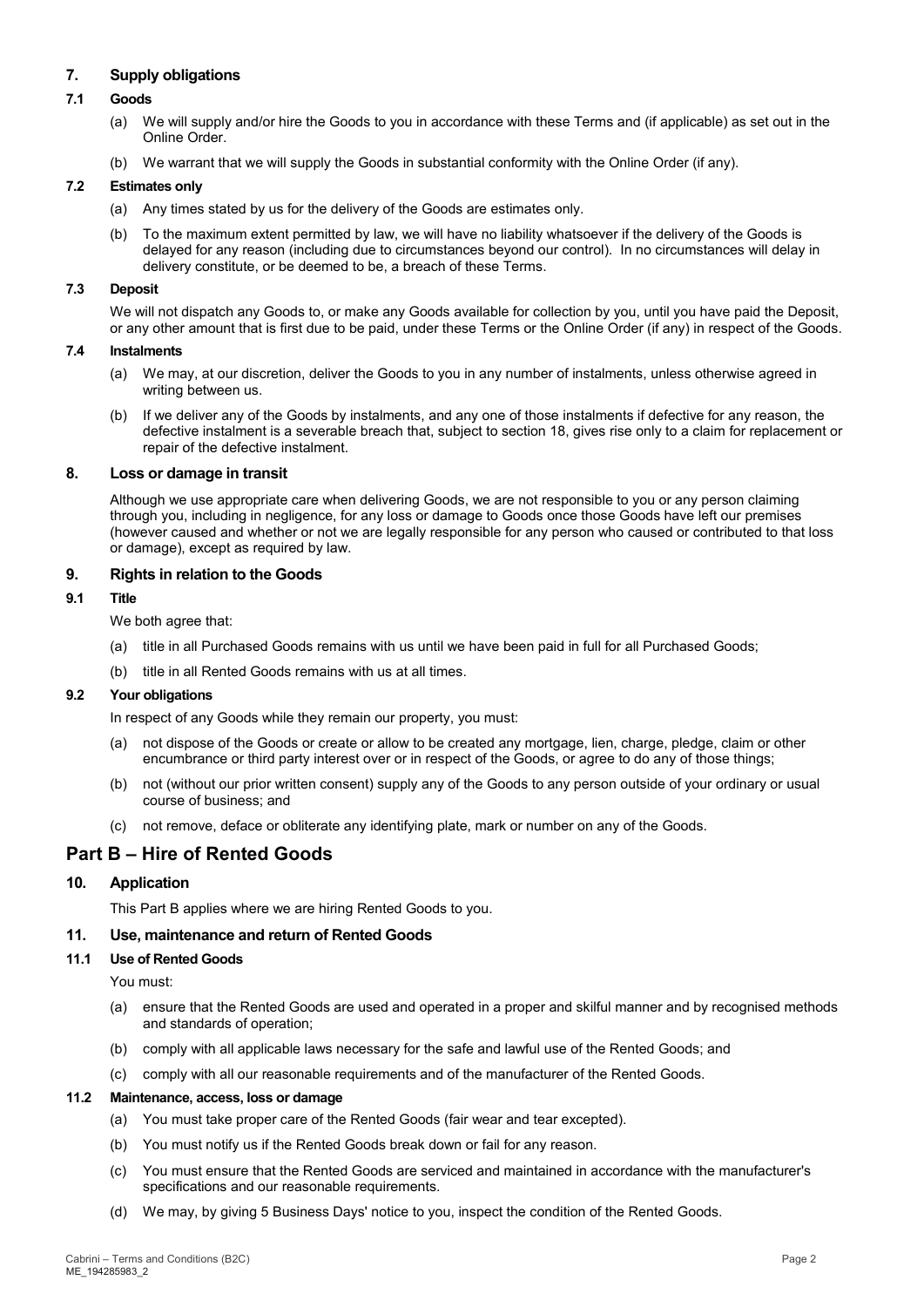## 7. Supply obligations

### 7.1 Goods

(a) We will supply and/or hire the Goods to you in accordance with these Terms and (if applicable) as set out in the Online Order.

(b) We warrant that we will supply the Goods in substantial conformity with the Online Order (if any).

### 7.2 Estimates only

(a) Any times stated by us for the delivery of the Goods are estimates only.

(b) To the maximum extent permitted by law, we will have no liability whatsoever if the delivery of the Goods is delayed for any reason (including due to circumstances beyond our control). In no circumstances will delay in delivery constitute, or be deemed to be, a breach of these Terms.

### 7.3 Deposit

We will not dispatch any Goods to, or make any Goods available for collection by you, until you have paid the Deposit, or any other amount that is first due to be paid, under these Terms or the Online Order (if any) in respect of the Goods.

### 7.4 Instalments

(a) We may, at our discretion, deliver the Goods to you in any number of instalments, unless otherwise agreed in writing between us.

(b) If we deliver any of the Goods by instalments, and any one of those instalments if defective for any reason, the defective instalment is a severable breach that, subject to section 18, gives rise only to a claim for replacement or repair of the defective instalment.

## 8. Loss or damage in transit

Although we use appropriate care when delivering Goods, we are not responsible to you or any person claiming through you, including in negligence, for any loss or damage to Goods once those Goods have left our premises (however caused and whether or not we are legally responsible for any person who caused or contributed to that loss or damage), except as required by law.

## 9. Rights in relation to the Goods

### 9.1 Title

We both agree that:

(a) title in all Purchased Goods remains with us until we have been paid in full for all Purchased Goods;

(b) title in all Rented Goods remains with us at all times.

### 9.2 Your obligations

In respect of any Goods while they remain our property, you must:

(a) not dispose of the Goods or create or allow to be created any mortgage, lien, charge, pledge, claim or other encumbrance or third party interest over or in respect of the Goods, or agree to do any of those things;

(b) not (without our prior written consent) supply any of the Goods to any person outside of your ordinary or usual course of business; and

(c) not remove, deface or obliterate any identifying plate, mark or number on any of the Goods.

# Part B – Hire of Rented Goods

## 10. Application

This Part B applies where we are hiring Rented Goods to you.

## 11. Use, maintenance and return of Rented Goods

### 11.1 Use of Rented Goods

You must:

(a) ensure that the Rented Goods are used and operated in a proper and skilful manner and by recognised methods and standards of operation;

(b) comply with all applicable laws necessary for the safe and lawful use of the Rented Goods; and

(c) comply with all our reasonable requirements and of the manufacturer of the Rented Goods.

### 11.2 Maintenance, access, loss or damage

(a) You must take proper care of the Rented Goods (fair wear and tear excepted).

(b) You must notify us if the Rented Goods break down or fail for any reason.

(c) You must ensure that the Rented Goods are serviced and maintained in accordance with the manufacturer's specifications and our reasonable requirements.

(d) We may, by giving 5 Business Days' notice to you, inspect the condition of the Rented Goods.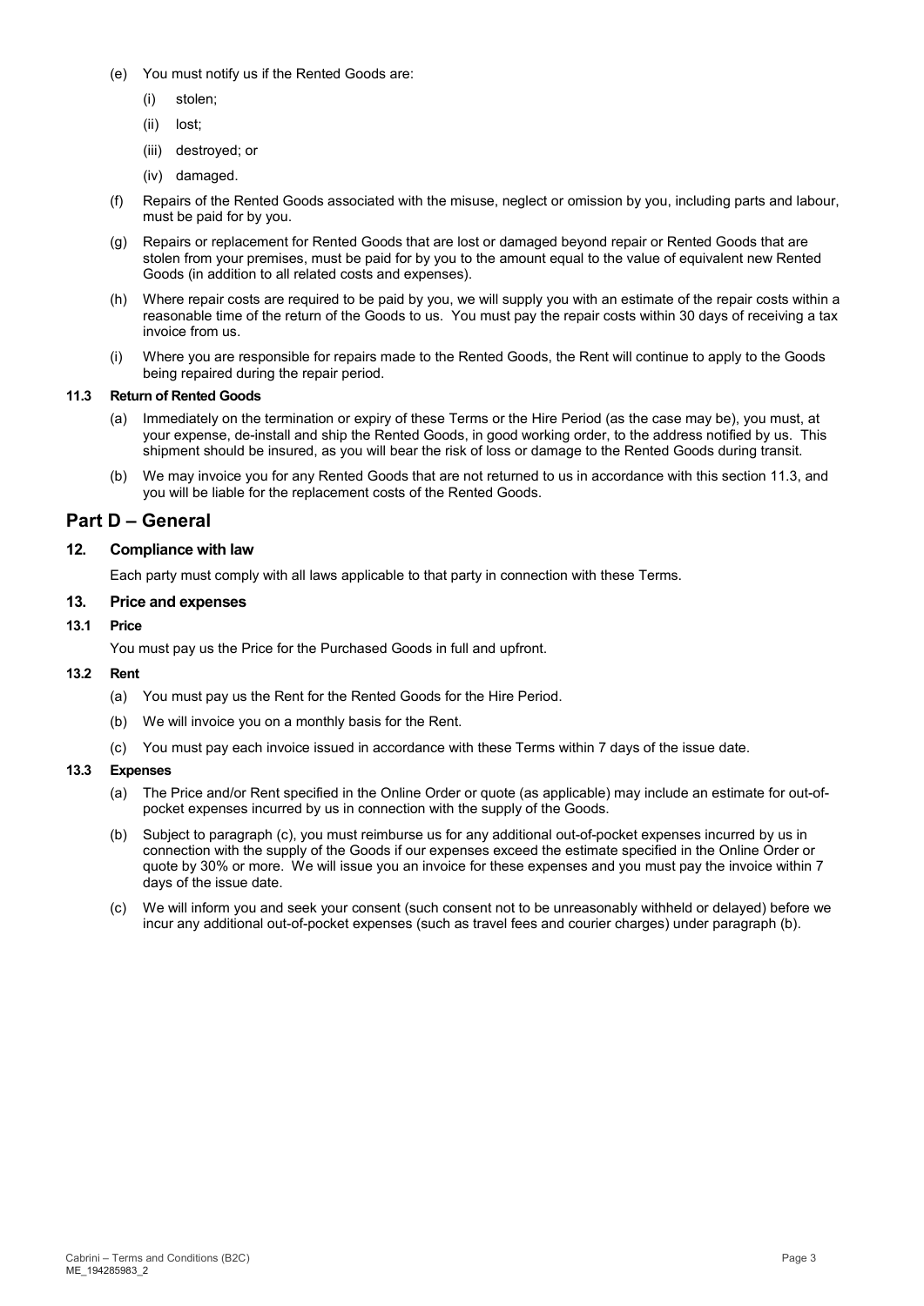(e) You must notify us if the Rented Goods are:

   (i) stolen;

   (ii) lost;

   (iii) destroyed; or

   (iv) damaged.

(f) Repairs of the Rented Goods associated with the misuse, neglect or omission by you, including parts and labour, must be paid for by you.

(g) Repairs or replacement for Rented Goods that are lost or damaged beyond repair or Rented Goods that are stolen from your premises, must be paid for by you to the amount equal to the value of equivalent new Rented Goods (in addition to all related costs and expenses).

(h) Where repair costs are required to be paid by you, we will supply you with an estimate of the repair costs within a reasonable time of the return of the Goods to us. You must pay the repair costs within 30 days of receiving a tax invoice from us.

(i) Where you are responsible for repairs made to the Rented Goods, the Rent will continue to apply to the Goods being repaired during the repair period.

#### 11.3 Return of Rented Goods

(a) Immediately on the termination or expiry of these Terms or the Hire Period (as the case may be), you must, at your expense, de-install and ship the Rented Goods, in good working order, to the address notified by us. This shipment should be insured, as you will bear the risk of loss or damage to the Rented Goods during transit.

(b) We may invoice you for any Rented Goods that are not returned to us in accordance with this section 11.3, and you will be liable for the replacement costs of the Rented Goods.

## Part D – General

### 12. Compliance with law

Each party must comply with all laws applicable to that party in connection with these Terms.

### 13. Price and expenses

#### 13.1 Price

You must pay us the Price for the Purchased Goods in full and upfront.

#### 13.2 Rent

(a) You must pay us the Rent for the Rented Goods for the Hire Period.

(b) We will invoice you on a monthly basis for the Rent.

(c) You must pay each invoice issued in accordance with these Terms within 7 days of the issue date.

#### 13.3 Expenses

(a) The Price and/or Rent specified in the Online Order or quote (as applicable) may include an estimate for out-of-pocket expenses incurred by us in connection with the supply of the Goods.

(b) Subject to paragraph (c), you must reimburse us for any additional out-of-pocket expenses incurred by us in connection with the supply of the Goods if our expenses exceed the estimate specified in the Online Order or quote by 30% or more. We will issue you an invoice for these expenses and you must pay the invoice within 7 days of the issue date.

(c) We will inform you and seek your consent (such consent not to be unreasonably withheld or delayed) before we incur any additional out-of-pocket expenses (such as travel fees and courier charges) under paragraph (b).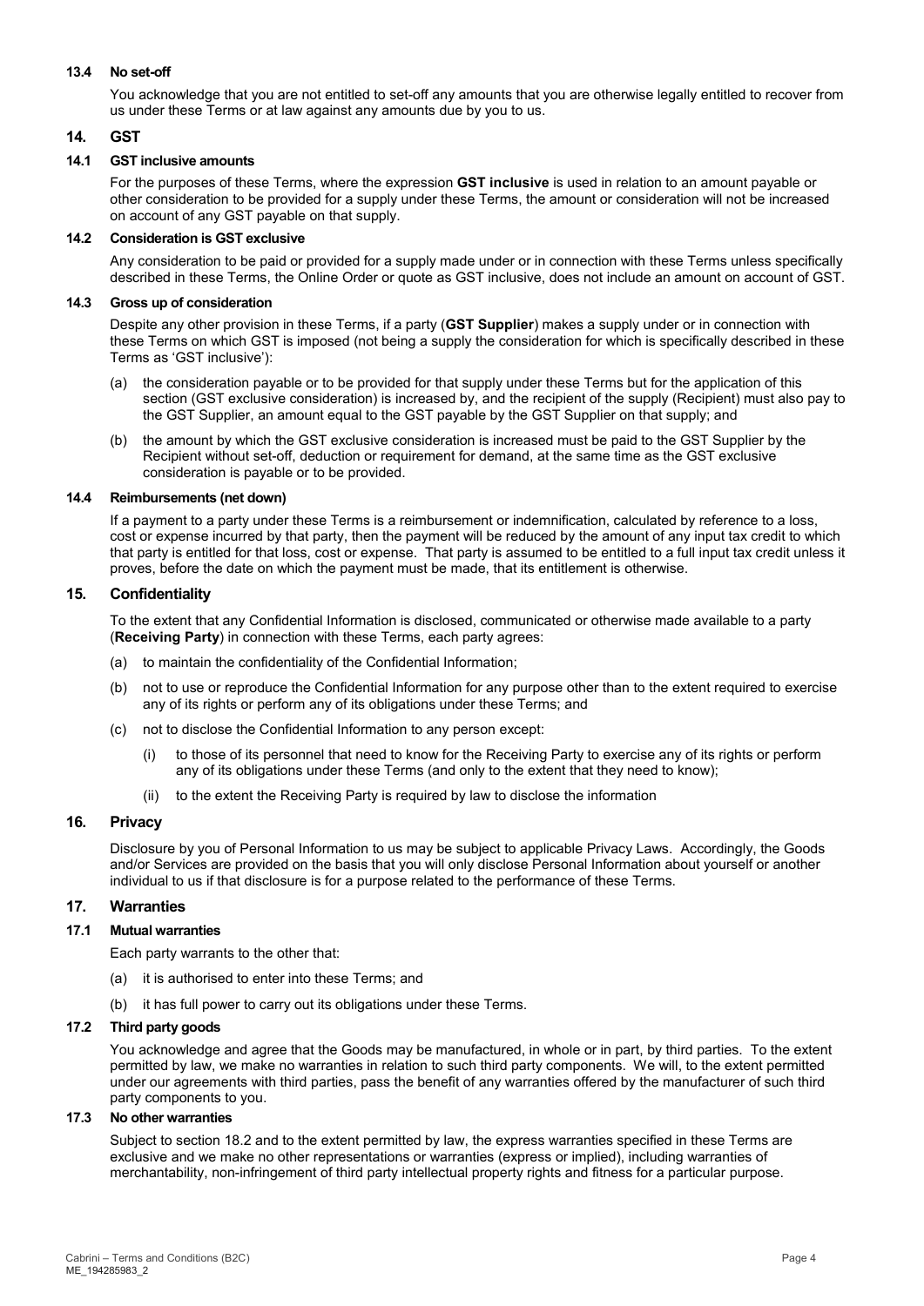### 13.4 No set-off

You acknowledge that you are not entitled to set-off any amounts that you are otherwise legally entitled to recover from us under these Terms or at law against any amounts due by you to us.

## 14. GST

### 14.1 GST inclusive amounts

For the purposes of these Terms, where the expression **GST inclusive** is used in relation to an amount payable or other consideration to be provided for a supply under these Terms, the amount or consideration will not be increased on account of any GST payable on that supply.

### 14.2 Consideration is GST exclusive

Any consideration to be paid or provided for a supply made under or in connection with these Terms unless specifically described in these Terms, the Online Order or quote as GST inclusive, does not include an amount on account of GST.

### 14.3 Gross up of consideration

Despite any other provision in these Terms, if a party (**GST Supplier**) makes a supply under or in connection with these Terms on which GST is imposed (not being a supply the consideration for which is specifically described in these Terms as 'GST inclusive'):

(a) the consideration payable or to be provided for that supply under these Terms but for the application of this section (GST exclusive consideration) is increased by, and the recipient of the supply (Recipient) must also pay to the GST Supplier, an amount equal to the GST payable by the GST Supplier on that supply; and

(b) the amount by which the GST exclusive consideration is increased must be paid to the GST Supplier by the Recipient without set-off, deduction or requirement for demand, at the same time as the GST exclusive consideration is payable or to be provided.

### 14.4 Reimbursements (net down)

If a payment to a party under these Terms is a reimbursement or indemnification, calculated by reference to a loss, cost or expense incurred by that party, then the payment will be reduced by the amount of any input tax credit to which that party is entitled for that loss, cost or expense. That party is assumed to be entitled to a full input tax credit unless it proves, before the date on which the payment must be made, that its entitlement is otherwise.

## 15. Confidentiality

To the extent that any Confidential Information is disclosed, communicated or otherwise made available to a party (**Receiving Party**) in connection with these Terms, each party agrees:

(a) to maintain the confidentiality of the Confidential Information;

(b) not to use or reproduce the Confidential Information for any purpose other than to the extent required to exercise any of its rights or perform any of its obligations under these Terms; and

(c) not to disclose the Confidential Information to any person except:

(i) to those of its personnel that need to know for the Receiving Party to exercise any of its rights or perform any of its obligations under these Terms (and only to the extent that they need to know);

(ii) to the extent the Receiving Party is required by law to disclose the information

## 16. Privacy

Disclosure by you of Personal Information to us may be subject to applicable Privacy Laws. Accordingly, the Goods and/or Services are provided on the basis that you will only disclose Personal Information about yourself or another individual to us if that disclosure is for a purpose related to the performance of these Terms.

## 17. Warranties

### 17.1 Mutual warranties

Each party warrants to the other that:

(a) it is authorised to enter into these Terms; and

(b) it has full power to carry out its obligations under these Terms.

### 17.2 Third party goods

You acknowledge and agree that the Goods may be manufactured, in whole or in part, by third parties. To the extent permitted by law, we make no warranties in relation to such third party components. We will, to the extent permitted under our agreements with third parties, pass the benefit of any warranties offered by the manufacturer of such third party components to you.

### 17.3 No other warranties

Subject to section 18.2 and to the extent permitted by law, the express warranties specified in these Terms are exclusive and we make no other representations or warranties (express or implied), including warranties of merchantability, non-infringement of third party intellectual property rights and fitness for a particular purpose.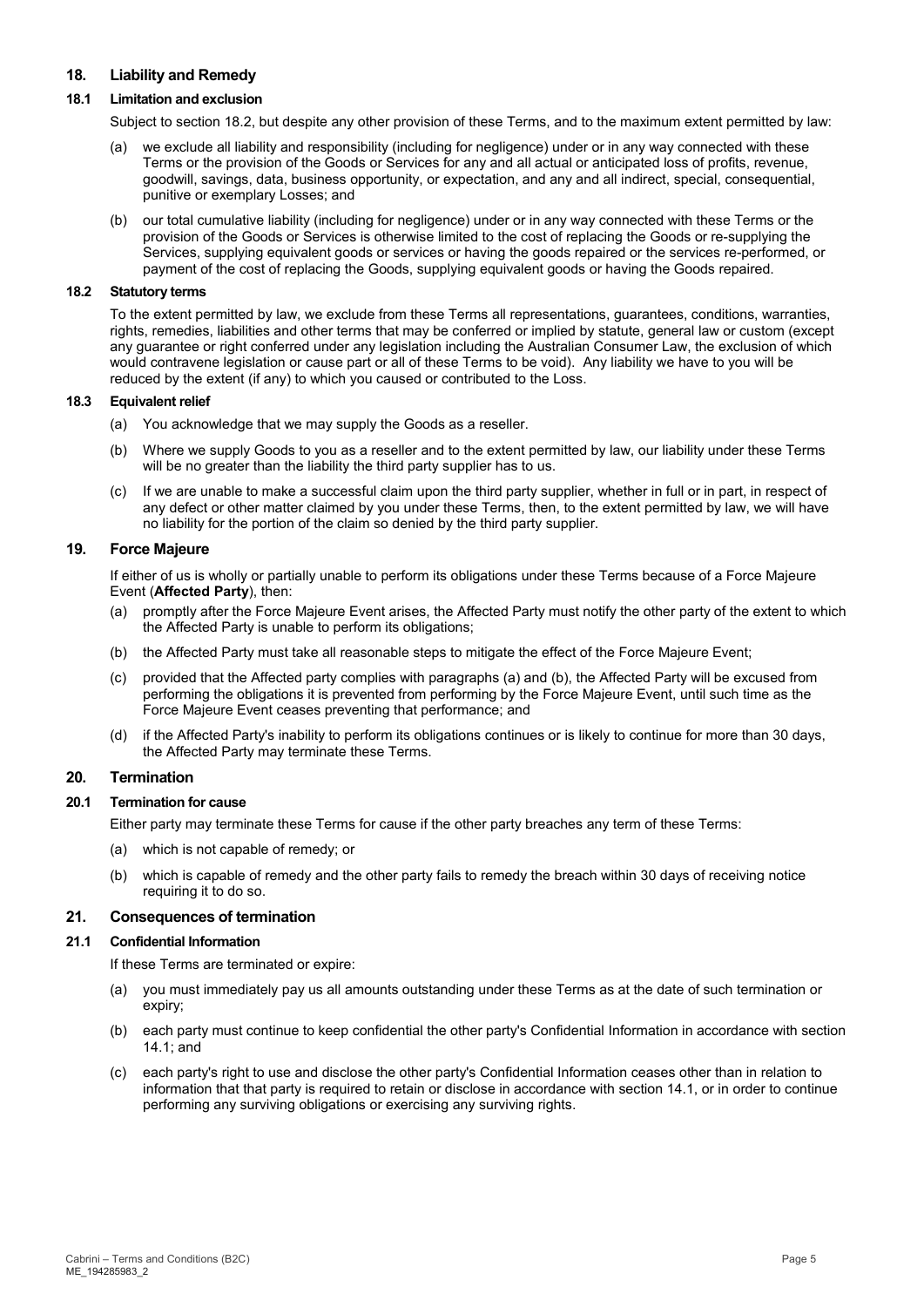## 18. Liability and Remedy

### 18.1 Limitation and exclusion

Subject to section 18.2, but despite any other provision of these Terms, and to the maximum extent permitted by law:

(a) we exclude all liability and responsibility (including for negligence) under or in any way connected with these Terms or the provision of the Goods or Services for any and all actual or anticipated loss of profits, revenue, goodwill, savings, data, business opportunity, or expectation, and any and all indirect, special, consequential, punitive or exemplary Losses; and

(b) our total cumulative liability (including for negligence) under or in any way connected with these Terms or the provision of the Goods or Services is otherwise limited to the cost of replacing the Goods or re-supplying the Services, supplying equivalent goods or services or having the goods repaired or the services re-performed, or payment of the cost of replacing the Goods, supplying equivalent goods or having the Goods repaired.

### 18.2 Statutory terms

To the extent permitted by law, we exclude from these Terms all representations, guarantees, conditions, warranties, rights, remedies, liabilities and other terms that may be conferred or implied by statute, general law or custom (except any guarantee or right conferred under any legislation including the Australian Consumer Law, the exclusion of which would contravene legislation or cause part or all of these Terms to be void). Any liability we have to you will be reduced by the extent (if any) to which you caused or contributed to the Loss.

### 18.3 Equivalent relief

(a) You acknowledge that we may supply the Goods as a reseller.

(b) Where we supply Goods to you as a reseller and to the extent permitted by law, our liability under these Terms will be no greater than the liability the third party supplier has to us.

(c) If we are unable to make a successful claim upon the third party supplier, whether in full or in part, in respect of any defect or other matter claimed by you under these Terms, then, to the extent permitted by law, we will have no liability for the portion of the claim so denied by the third party supplier.

## 19. Force Majeure

If either of us is wholly or partially unable to perform its obligations under these Terms because of a Force Majeure Event (**Affected Party**), then:

(a) promptly after the Force Majeure Event arises, the Affected Party must notify the other party of the extent to which the Affected Party is unable to perform its obligations;

(b) the Affected Party must take all reasonable steps to mitigate the effect of the Force Majeure Event;

(c) provided that the Affected party complies with paragraphs (a) and (b), the Affected Party will be excused from performing the obligations it is prevented from performing by the Force Majeure Event, until such time as the Force Majeure Event ceases preventing that performance; and

(d) if the Affected Party's inability to perform its obligations continues or is likely to continue for more than 30 days, the Affected Party may terminate these Terms.

## 20. Termination

### 20.1 Termination for cause

Either party may terminate these Terms for cause if the other party breaches any term of these Terms:

(a) which is not capable of remedy; or

(b) which is capable of remedy and the other party fails to remedy the breach within 30 days of receiving notice requiring it to do so.

## 21. Consequences of termination

### 21.1 Confidential Information

If these Terms are terminated or expire:

(a) you must immediately pay us all amounts outstanding under these Terms as at the date of such termination or expiry;

(b) each party must continue to keep confidential the other party's Confidential Information in accordance with section 14.1; and

(c) each party's right to use and disclose the other party's Confidential Information ceases other than in relation to information that that party is required to retain or disclose in accordance with section 14.1, or in order to continue performing any surviving obligations or exercising any surviving rights.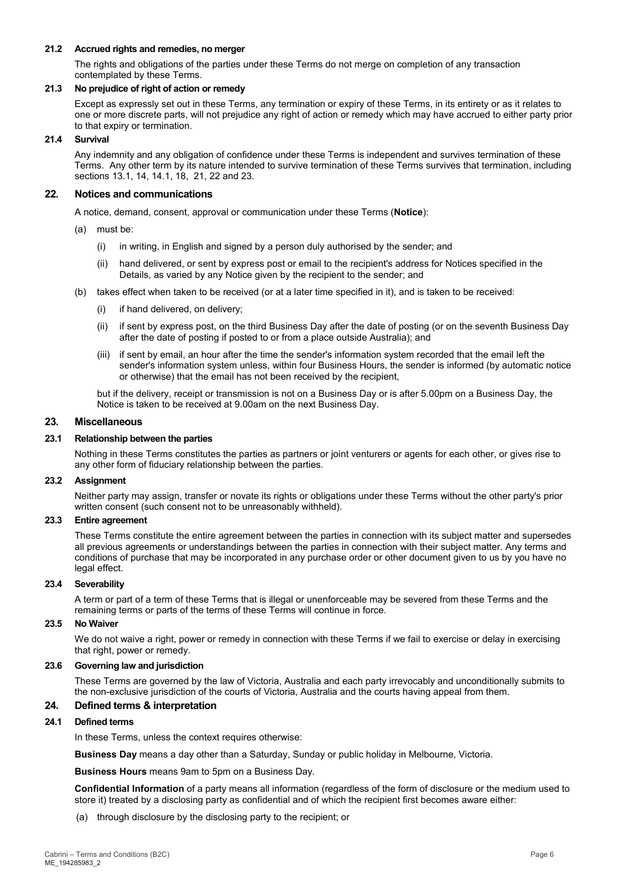### 21.2 Accrued rights and remedies, no merger

The rights and obligations of the parties under these Terms do not merge on completion of any transaction contemplated by these Terms.

### 21.3 No prejudice of right of action or remedy

Except as expressly set out in these Terms, any termination or expiry of these Terms, in its entirety or as it relates to one or more discrete parts, will not prejudice any right of action or remedy which may have accrued to either party prior to that expiry or termination.

### 21.4 Survival

Any indemnity and any obligation of confidence under these Terms is independent and survives termination of these Terms. Any other term by its nature intended to survive termination of these Terms survives that termination, including sections 13.1, 14, 14.1, 18, 21, 22 and 23.

## 22. Notices and communications

A notice, demand, consent, approval or communication under these Terms (**Notice**):

(a) must be:

   (i) in writing, in English and signed by a person duly authorised by the sender; and

   (ii) hand delivered, or sent by express post or email to the recipient's address for Notices specified in the Details, as varied by any Notice given by the recipient to the sender; and

(b) takes effect when taken to be received (or at a later time specified in it), and is taken to be received:

   (i) if hand delivered, on delivery;

   (ii) if sent by express post, on the third Business Day after the date of posting (or on the seventh Business Day after the date of posting if posted to or from a place outside Australia); and

   (iii) if sent by email, an hour after the time the sender's information system recorded that the email left the sender's information system unless, within four Business Hours, the sender is informed (by automatic notice or otherwise) that the email has not been received by the recipient,

but if the delivery, receipt or transmission is not on a Business Day or is after 5.00pm on a Business Day, the Notice is taken to be received at 9.00am on the next Business Day.

## 23. Miscellaneous

### 23.1 Relationship between the parties

Nothing in these Terms constitutes the parties as partners or joint venturers or agents for each other, or gives rise to any other form of fiduciary relationship between the parties.

### 23.2 Assignment

Neither party may assign, transfer or novate its rights or obligations under these Terms without the other party's prior written consent (such consent not to be unreasonably withheld).

### 23.3 Entire agreement

These Terms constitute the entire agreement between the parties in connection with its subject matter and supersedes all previous agreements or understandings between the parties in connection with their subject matter. Any terms and conditions of purchase that may be incorporated in any purchase order or other document given to us by you have no legal effect.

### 23.4 Severability

A term or part of a term of these Terms that is illegal or unenforceable may be severed from these Terms and the remaining terms or parts of the terms of these Terms will continue in force.

### 23.5 No Waiver

We do not waive a right, power or remedy in connection with these Terms if we fail to exercise or delay in exercising that right, power or remedy.

### 23.6 Governing law and jurisdiction

These Terms are governed by the law of Victoria, Australia and each party irrevocably and unconditionally submits to the non-exclusive jurisdiction of the courts of Victoria, Australia and the courts having appeal from them.

## 24. Defined terms & interpretation

### 24.1 Defined terms

In these Terms, unless the context requires otherwise:

**Business Day** means a day other than a Saturday, Sunday or public holiday in Melbourne, Victoria.

**Business Hours** means 9am to 5pm on a Business Day.

**Confidential Information** of a party means all information (regardless of the form of disclosure or the medium used to store it) treated by a disclosing party as confidential and of which the recipient first becomes aware either:

(a) through disclosure by the disclosing party to the recipient; or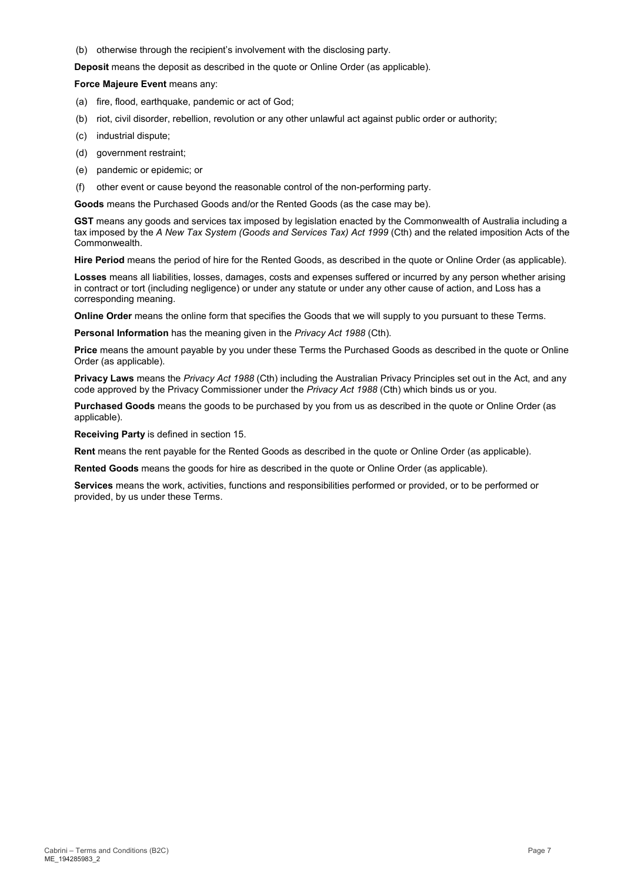(b) otherwise through the recipient's involvement with the disclosing party.

**Deposit** means the deposit as described in the quote or Online Order (as applicable).

**Force Majeure Event** means any:

(a) fire, flood, earthquake, pandemic or act of God;

(b) riot, civil disorder, rebellion, revolution or any other unlawful act against public order or authority;

(c) industrial dispute;

(d) government restraint;

(e) pandemic or epidemic; or

(f) other event or cause beyond the reasonable control of the non-performing party.

**Goods** means the Purchased Goods and/or the Rented Goods (as the case may be).

**GST** means any goods and services tax imposed by legislation enacted by the Commonwealth of Australia including a tax imposed by the *A New Tax System (Goods and Services Tax) Act 1999* (Cth) and the related imposition Acts of the Commonwealth.

**Hire Period** means the period of hire for the Rented Goods, as described in the quote or Online Order (as applicable).

**Losses** means all liabilities, losses, damages, costs and expenses suffered or incurred by any person whether arising in contract or tort (including negligence) or under any statute or under any other cause of action, and Loss has a corresponding meaning.

**Online Order** means the online form that specifies the Goods that we will supply to you pursuant to these Terms.

**Personal Information** has the meaning given in the *Privacy Act 1988* (Cth).

**Price** means the amount payable by you under these Terms the Purchased Goods as described in the quote or Online Order (as applicable).

**Privacy Laws** means the *Privacy Act 1988* (Cth) including the Australian Privacy Principles set out in the Act, and any code approved by the Privacy Commissioner under the *Privacy Act 1988* (Cth) which binds us or you.

**Purchased Goods** means the goods to be purchased by you from us as described in the quote or Online Order (as applicable).

**Receiving Party** is defined in section 15.

**Rent** means the rent payable for the Rented Goods as described in the quote or Online Order (as applicable).

**Rented Goods** means the goods for hire as described in the quote or Online Order (as applicable).

**Services** means the work, activities, functions and responsibilities performed or provided, or to be performed or provided, by us under these Terms.